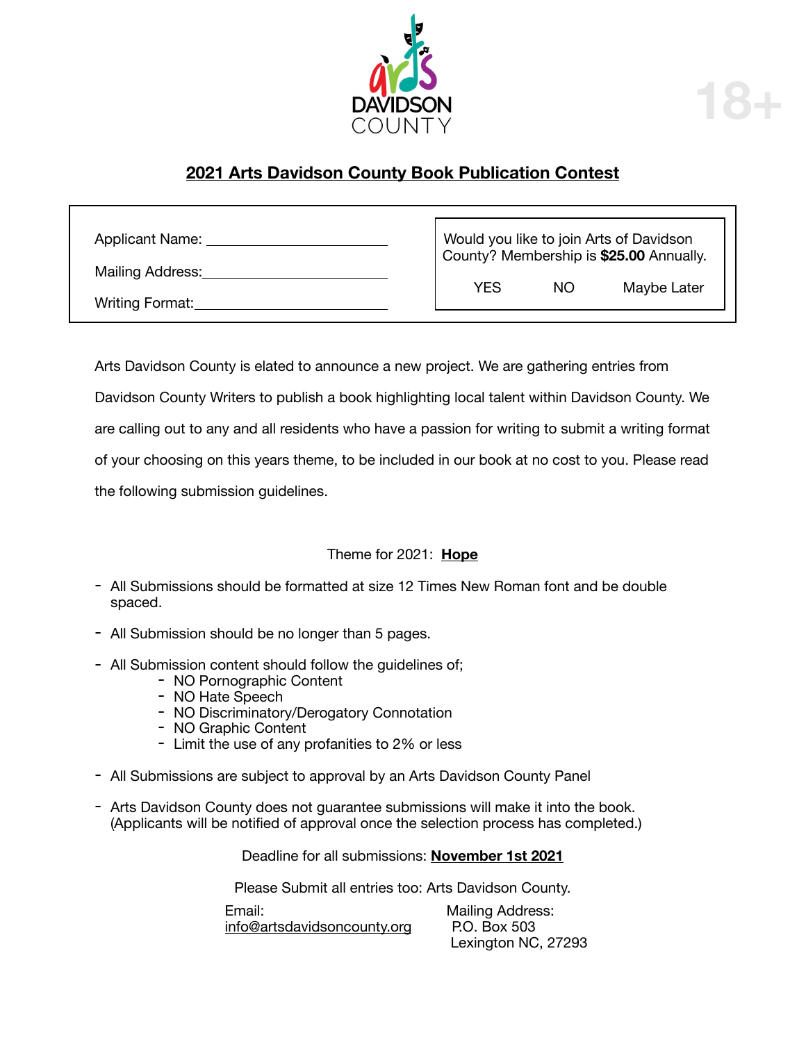arts DAVIDSON COUNTY

18+

## 2021 Arts Davidson County Book Publication Contest

Applicant Name: ______________________

Mailing Address: ______________________

Writing Format: ______________________

Would you like to join Arts of Davidson County? Membership is **$25.00** Annually.

YES NO Maybe Later

Arts Davidson County is elated to announce a new project. We are gathering entries from Davidson County Writers to publish a book highlighting local talent within Davidson County. We are calling out to any and all residents who have a passion for writing to submit a writing format of your choosing on this years theme, to be included in our book at no cost to you. Please read the following submission guidelines.

Theme for 2021: **Hope**

- All Submissions should be formatted at size 12 Times New Roman font and be double spaced.
- All Submission should be no longer than 5 pages.
- All Submission content should follow the guidelines of;
  - NO Pornographic Content
  - NO Hate Speech
  - NO Discriminatory/Derogatory Connotation
  - NO Graphic Content
  - Limit the use of any profanities to 2% or less
- All Submissions are subject to approval by an Arts Davidson County Panel
- Arts Davidson County does not guarantee submissions will make it into the book. (Applicants will be notified of approval once the selection process has completed.)

Deadline for all submissions: **November 1st 2021**

Please Submit all entries too: Arts Davidson County.

Email:
info@artsdavidsoncounty.org

Mailing Address:
P.O. Box 503
Lexington NC, 27293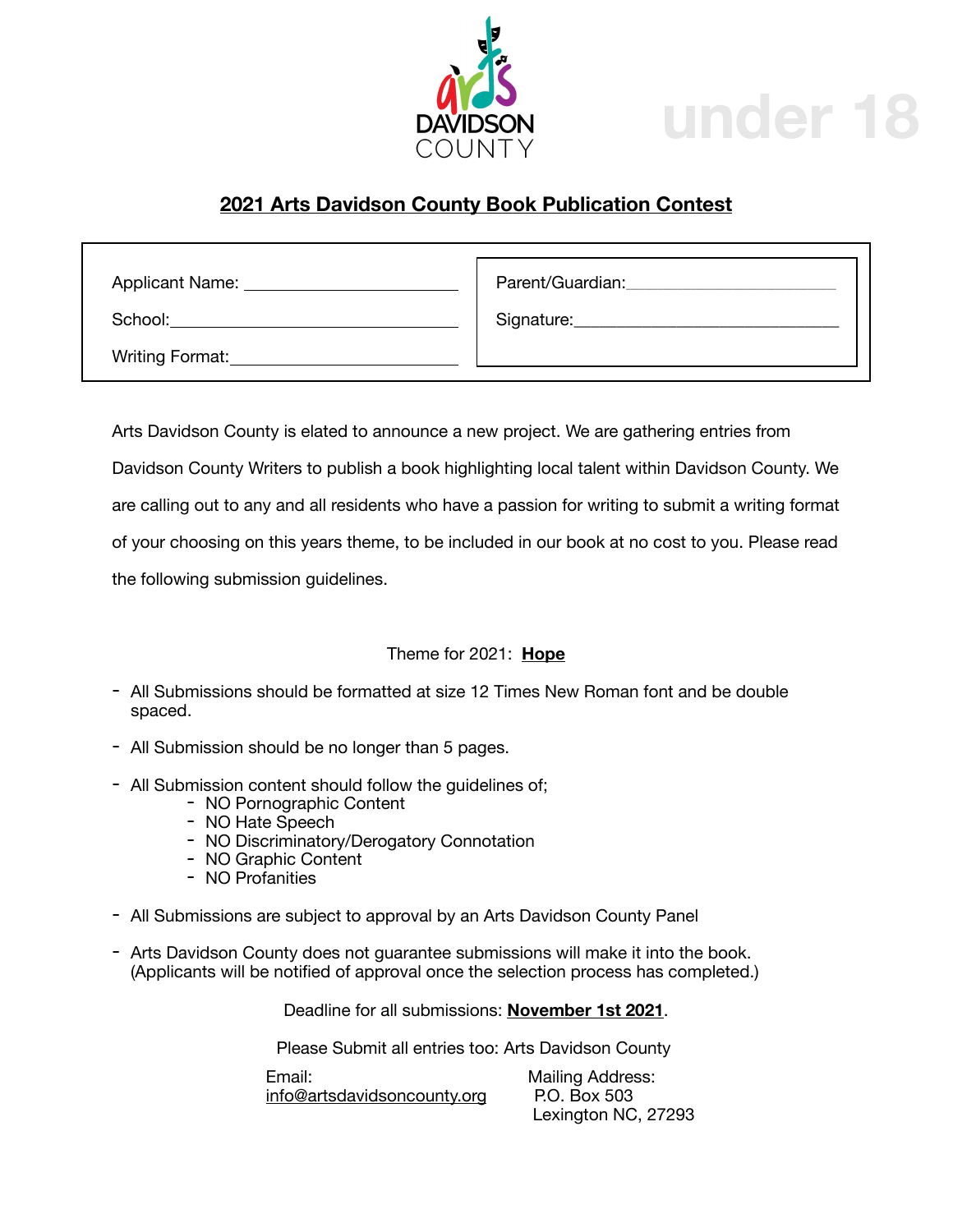under 18

## **2021 Arts Davidson County Book Publication Contest**

| | |
|---|---|
| Applicant Name: ______________________ | Parent/Guardian: ______________________ |
| School: ______________________ | Signature: ______________________ |
| Writing Format: ______________________ | |

Arts Davidson County is elated to announce a new project. We are gathering entries from Davidson County Writers to publish a book highlighting local talent within Davidson County. We are calling out to any and all residents who have a passion for writing to submit a writing format of your choosing on this years theme, to be included in our book at no cost to you. Please read the following submission guidelines.

Theme for 2021: **Hope**

- All Submissions should be formatted at size 12 Times New Roman font and be double spaced.
- All Submission should be no longer than 5 pages.
- All Submission content should follow the guidelines of;
  - NO Pornographic Content
  - NO Hate Speech
  - NO Discriminatory/Derogatory Connotation
  - NO Graphic Content
  - NO Profanities
- All Submissions are subject to approval by an Arts Davidson County Panel
- Arts Davidson County does not guarantee submissions will make it into the book. (Applicants will be notified of approval once the selection process has completed.)

Deadline for all submissions: **November 1st 2021**.

Please Submit all entries too: Arts Davidson County

Email:
info@artsdavidsoncounty.org

Mailing Address:
P.O. Box 503
Lexington NC, 27293